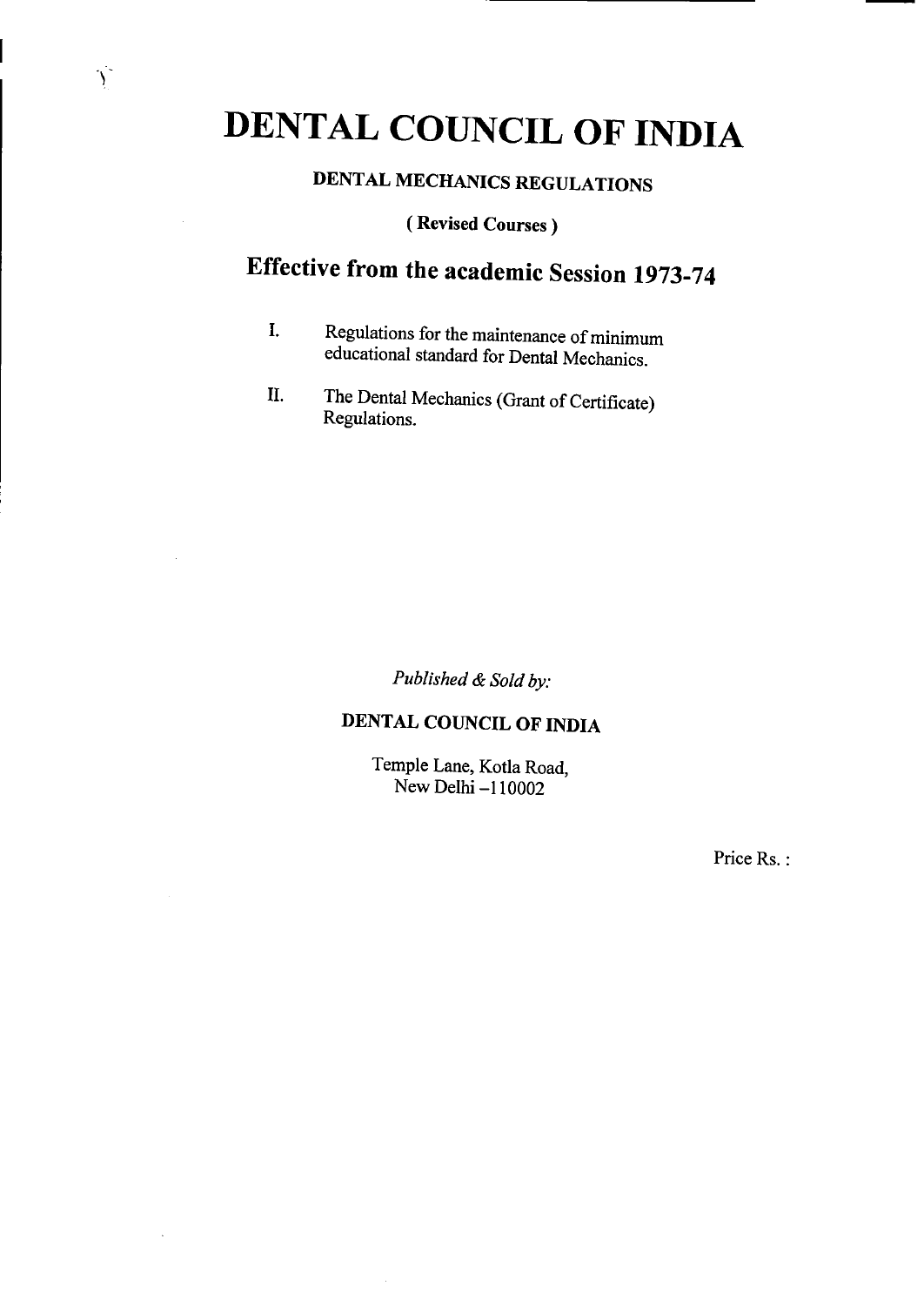# DENTAL COUNCIL OF INDIA

## DENTAL MECHANICS REGULATIONS

**( Revised Courses )**

## Effective from the academic Session 1973-74

I. Regulations for the maintenance of minimum educational standard for Dental Mechanics.

II. The Dental Mechanics (Grant of Certificate) Regulations.

*Published & Sold by:*

**DENTAL COUNCIL OF INDIA**

Temple Lane, Kotla Road,
New Delhi –110002

Price Rs. :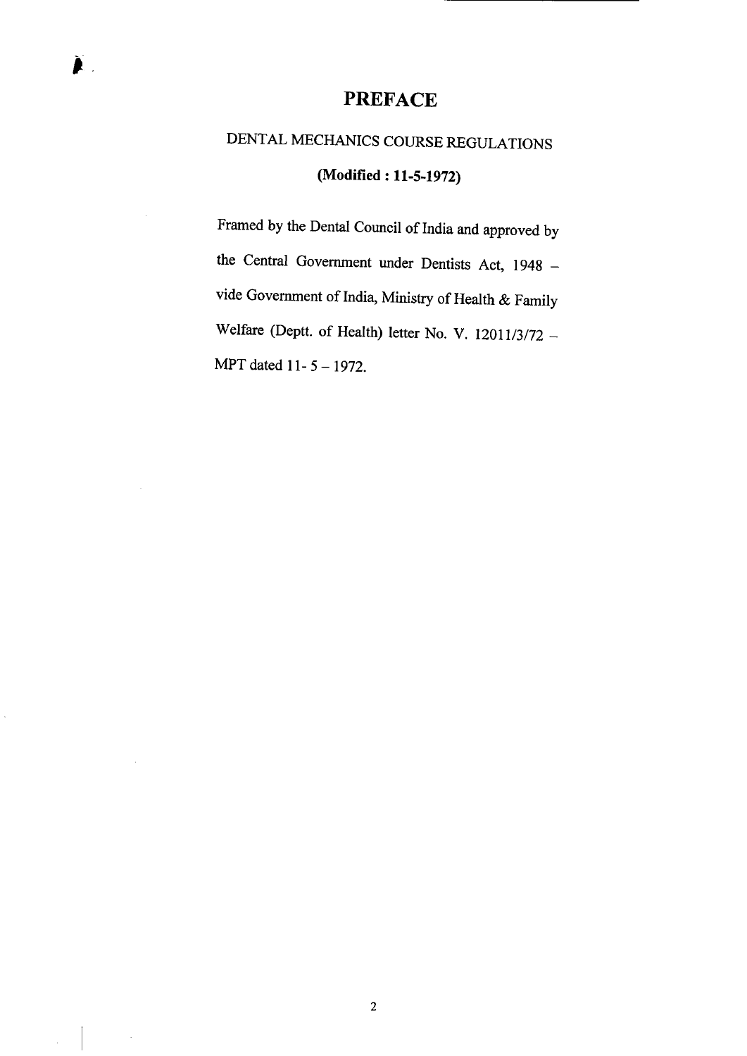# PREFACE

## DENTAL MECHANICS COURSE REGULATIONS

**(Modified : 11-5-1972)**

Framed by the Dental Council of India and approved by the Central Government under Dentists Act, 1948 – vide Government of India, Ministry of Health & Family Welfare (Deptt. of Health) letter No. V. 12011/3/72 – MPT dated 11- 5 – 1972.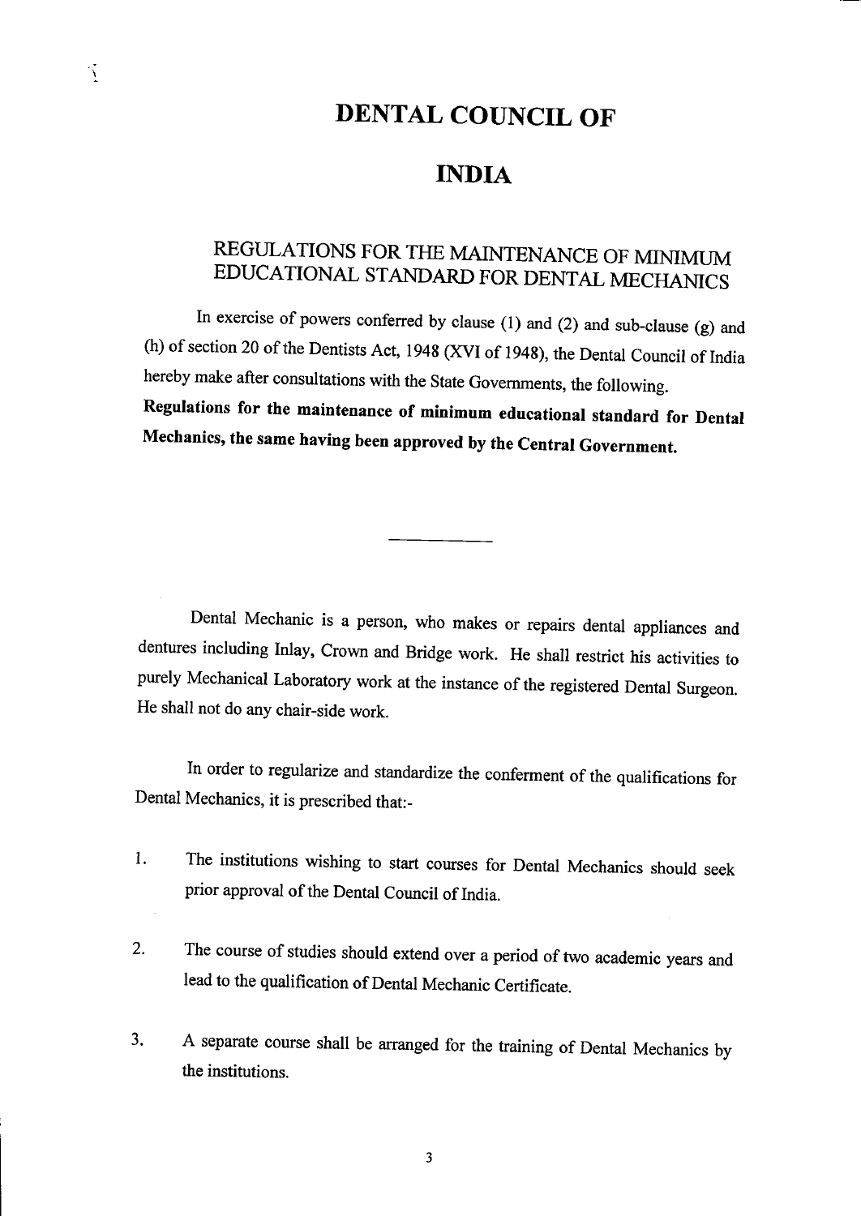# DENTAL COUNCIL OF

# INDIA

## REGULATIONS FOR THE MAINTENANCE OF MINIMUM EDUCATIONAL STANDARD FOR DENTAL MECHANICS

In exercise of powers conferred by clause (1) and (2) and sub-clause (g) and (h) of section 20 of the Dentists Act, 1948 (XVI of 1948), the Dental Council of India hereby make after consultations with the State Governments, the following. **Regulations for the maintenance of minimum educational standard for Dental Mechanics, the same having been approved by the Central Government.**

---

Dental Mechanic is a person, who makes or repairs dental appliances and dentures including Inlay, Crown and Bridge work. He shall restrict his activities to purely Mechanical Laboratory work at the instance of the registered Dental Surgeon. He shall not do any chair-side work.

In order to regularize and standardize the conferment of the qualifications for Dental Mechanics, it is prescribed that:-

1. The institutions wishing to start courses for Dental Mechanics should seek prior approval of the Dental Council of India.

2. The course of studies should extend over a period of two academic years and lead to the qualification of Dental Mechanic Certificate.

3. A separate course shall be arranged for the training of Dental Mechanics by the institutions.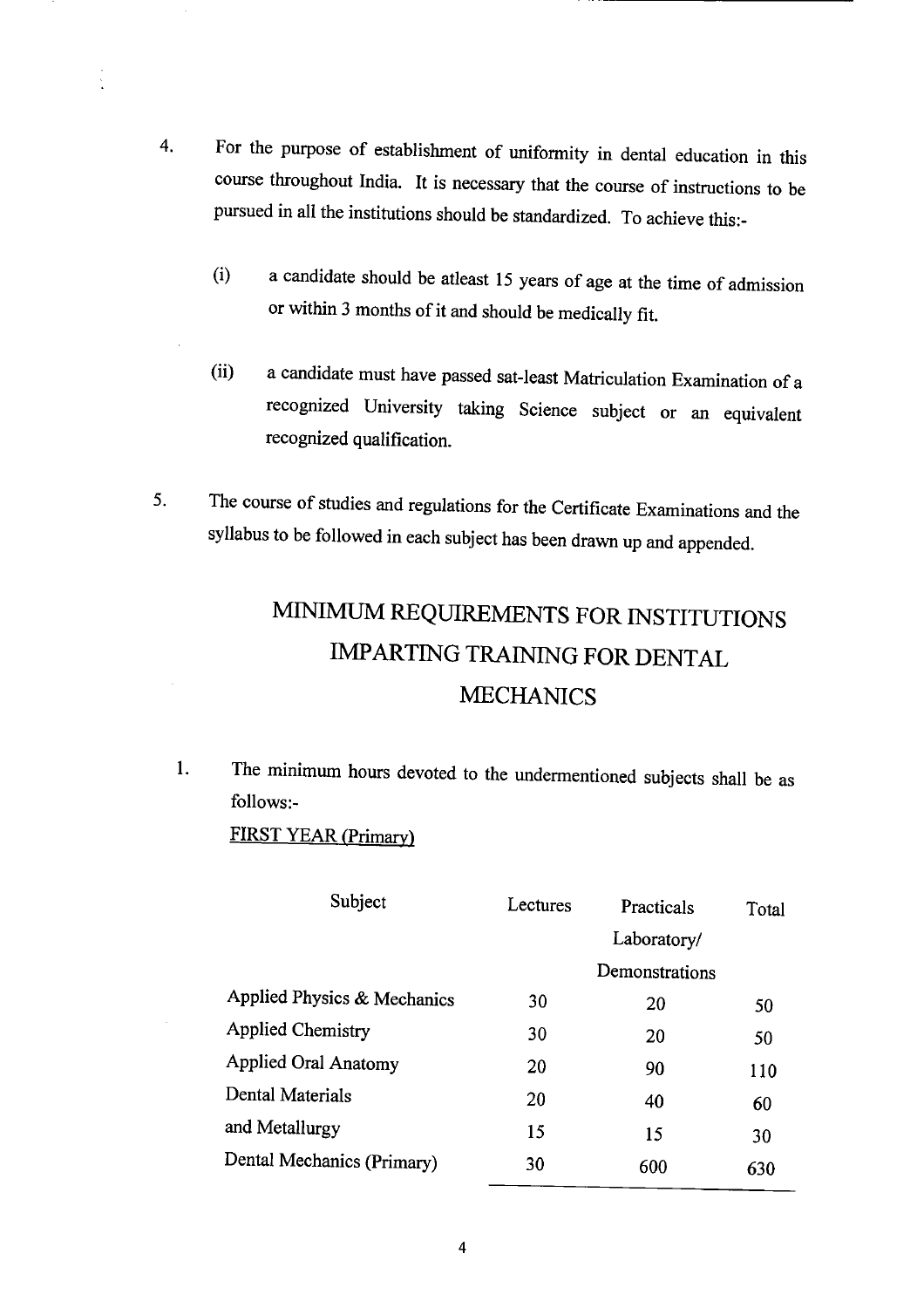4. For the purpose of establishment of uniformity in dental education in this course throughout India. It is necessary that the course of instructions to be pursued in all the institutions should be standardized. To achieve this:-

   (i) a candidate should be atleast 15 years of age at the time of admission or within 3 months of it and should be medically fit.

   (ii) a candidate must have passed sat-least Matriculation Examination of a recognized University taking Science subject or an equivalent recognized qualification.

5. The course of studies and regulations for the Certificate Examinations and the syllabus to be followed in each subject has been drawn up and appended.

# MINIMUM REQUIREMENTS FOR INSTITUTIONS IMPARTING TRAINING FOR DENTAL MECHANICS

1. The minimum hours devoted to the undermentioned subjects shall be as follows:-

   FIRST YEAR (Primary)

| Subject | Lectures | Practicals Laboratory/ Demonstrations | Total |
|---|---|---|---|
| Applied Physics & Mechanics | 30 | 20 | 50 |
| Applied Chemistry | 30 | 20 | 50 |
| Applied Oral Anatomy | 20 | 90 | 110 |
| Dental Materials | 20 | 40 | 60 |
| and Metallurgy | 15 | 15 | 30 |
| Dental Mechanics (Primary) | 30 | 600 | 630 |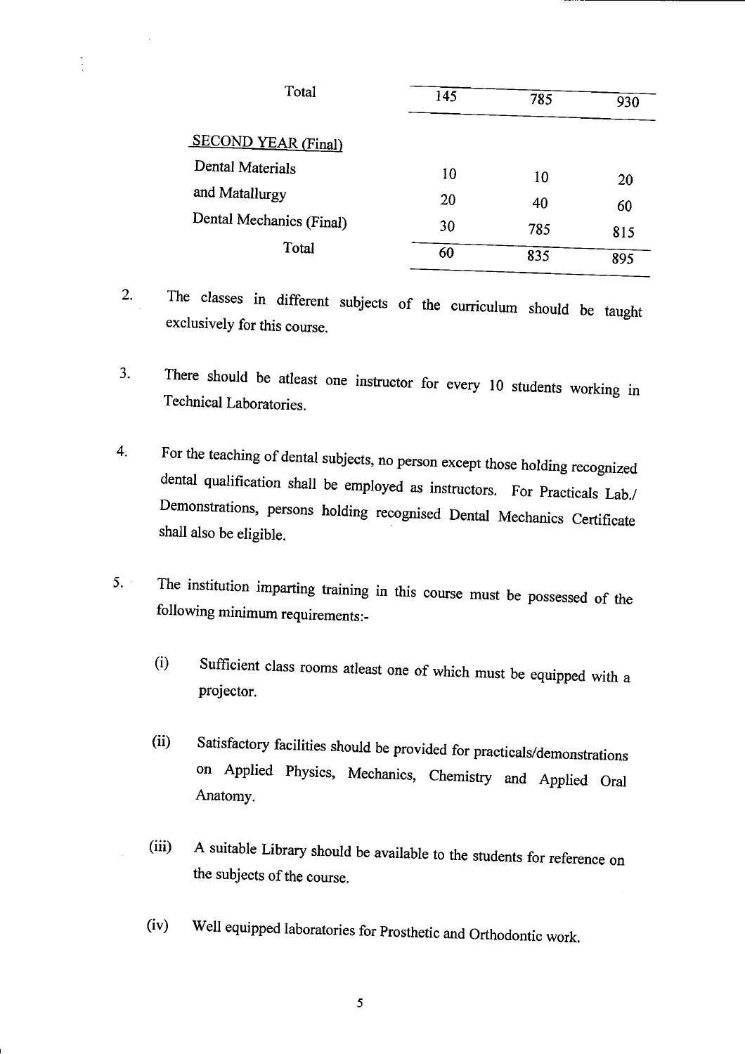| | | | |
|---|---|---|---|
| Total | 145 | 785 | 930 |
| SECOND YEAR (Final) | | | |
| Dental Materials | 10 | 10 | 20 |
| and Matallurgy | 20 | 40 | 60 |
| Dental Mechanics (Final) | 30 | 785 | 815 |
| Total | 60 | 835 | 895 |

2. The classes in different subjects of the curriculum should be taught exclusively for this course.

3. There should be atleast one instructor for every 10 students working in Technical Laboratories.

4. For the teaching of dental subjects, no person except those holding recognized dental qualification shall be employed as instructors. For Practicals Lab./ Demonstrations, persons holding recognised Dental Mechanics Certificate shall also be eligible.

5. The institution imparting training in this course must be possessed of the following minimum requirements:-

   (i) Sufficient class rooms atleast one of which must be equipped with a projector.

   (ii) Satisfactory facilities should be provided for practicals/demonstrations on Applied Physics, Mechanics, Chemistry and Applied Oral Anatomy.

   (iii) A suitable Library should be available to the students for reference on the subjects of the course.

   (iv) Well equipped laboratories for Prosthetic and Orthodontic work.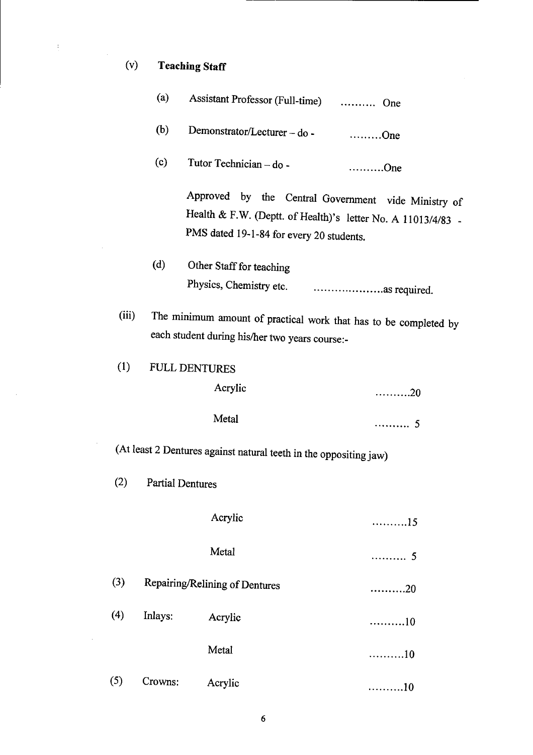(v) **Teaching Staff**

(a) Assistant Professor (Full-time) .......... One

(b) Demonstrator/Lecturer – do - .........One

(c) Tutor Technician – do - ..........One

Approved by the Central Government vide Ministry of Health & F.W. (Deptt. of Health)'s letter No. A 11013/4/83 - PMS dated 19-1-84 for every 20 students.

(d) Other Staff for teaching Physics, Chemistry etc. ....................as required.

(iii) The minimum amount of practical work that has to be completed by each student during his/her two years course:-

(1) FULL DENTURES

Acrylic ..........20

Metal .......... 5

(At least 2 Dentures against natural teeth in the oppositing jaw)

(2) Partial Dentures

Acrylic ..........15

Metal .......... 5

(3) Repairing/Relining of Dentures ..........20

(4) Inlays: Acrylic ..........10

Metal ..........10

(5) Crowns: Acrylic ..........10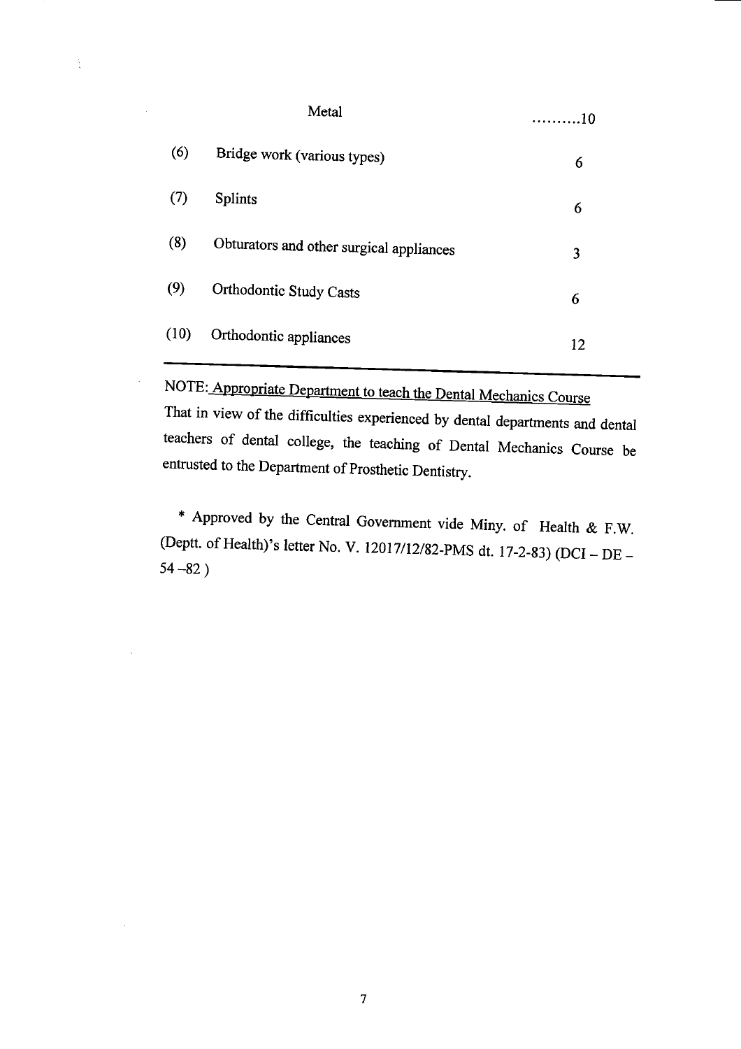| | | |
|---|---|---|
| | Metal | ..........10 |
| (6) | Bridge work (various types) | 6 |
| (7) | Splints | 6 |
| (8) | Obturators and other surgical appliances | 3 |
| (9) | Orthodontic Study Casts | 6 |
| (10) | Orthodontic appliances | 12 |

NOTE: Appropriate Department to teach the Dental Mechanics Course

That in view of the difficulties experienced by dental departments and dental teachers of dental college, the teaching of Dental Mechanics Course be entrusted to the Department of Prosthetic Dentistry.

* Approved by the Central Government vide Miny. of Health & F.W. (Deptt. of Health)'s letter No. V. 12017/12/82-PMS dt. 17-2-83) (DCI – DE – 54 –82 )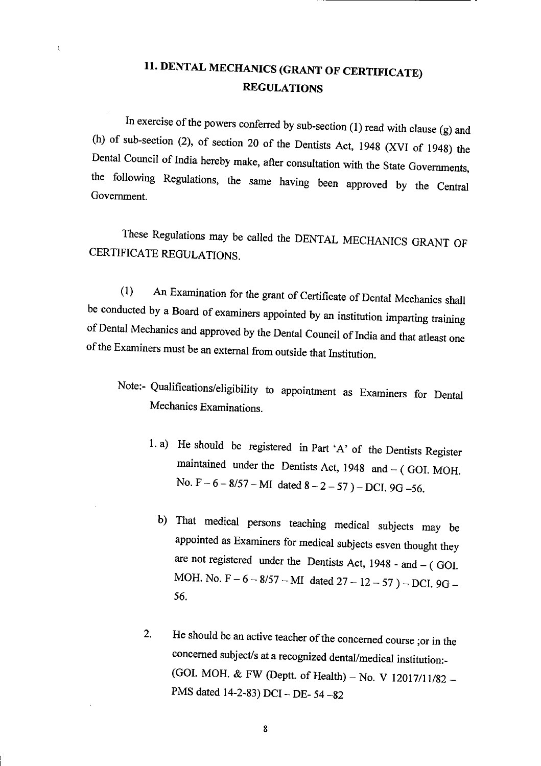# 11. DENTAL MECHANICS (GRANT OF CERTIFICATE) REGULATIONS

In exercise of the powers conferred by sub-section (1) read with clause (g) and (h) of sub-section (2), of section 20 of the Dentists Act, 1948 (XVI of 1948) the Dental Council of India hereby make, after consultation with the State Governments, the following Regulations, the same having been approved by the Central Government.

These Regulations may be called the DENTAL MECHANICS GRANT OF CERTIFICATE REGULATIONS.

(1) An Examination for the grant of Certificate of Dental Mechanics shall be conducted by a Board of examiners appointed by an institution imparting training of Dental Mechanics and approved by the Dental Council of India and that atleast one of the Examiners must be an external from outside that Institution.

Note:- Qualifications/eligibility to appointment as Examiners for Dental Mechanics Examinations.

1. a) He should be registered in Part 'A' of the Dentists Register maintained under the Dentists Act, 1948 and – ( GOI. MOH. No. F – 6 – 8/57 – MI dated 8 – 2 – 57 ) – DCI. 9G –56.

   b) That medical persons teaching medical subjects may be appointed as Examiners for medical subjects esven thought they are not registered under the Dentists Act, 1948 - and – ( GOI. MOH. No. F – 6 – 8/57 – MI dated 27 – 12 – 57 ) – DCI. 9G – 56.

2. He should be an active teacher of the concerned course ;or in the concerned subject/s at a recognized dental/medical institution:- (GOI. MOH. & FW (Deptt. of Health) – No. V 12017/11/82 – PMS dated 14-2-83) DCI – DE- 54 –82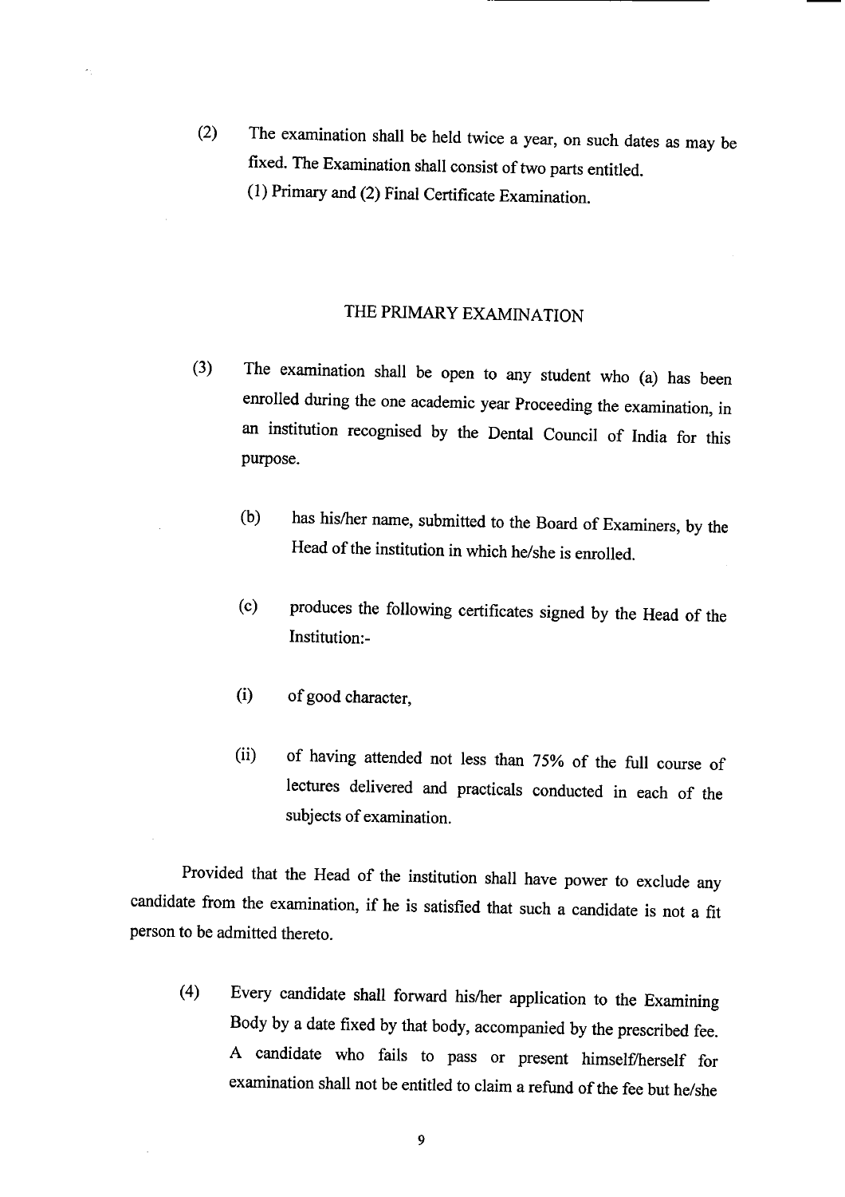(2) The examination shall be held twice a year, on such dates as may be fixed. The Examination shall consist of two parts entitled.

(1) Primary and (2) Final Certificate Examination.

## THE PRIMARY EXAMINATION

(3) The examination shall be open to any student who (a) has been enrolled during the one academic year Proceeding the examination, in an institution recognised by the Dental Council of India for this purpose.

(b) has his/her name, submitted to the Board of Examiners, by the Head of the institution in which he/she is enrolled.

(c) produces the following certificates signed by the Head of the Institution:-

(i) of good character,

(ii) of having attended not less than 75% of the full course of lectures delivered and practicals conducted in each of the subjects of examination.

Provided that the Head of the institution shall have power to exclude any candidate from the examination, if he is satisfied that such a candidate is not a fit person to be admitted thereto.

(4) Every candidate shall forward his/her application to the Examining Body by a date fixed by that body, accompanied by the prescribed fee. A candidate who fails to pass or present himself/herself for examination shall not be entitled to claim a refund of the fee but he/she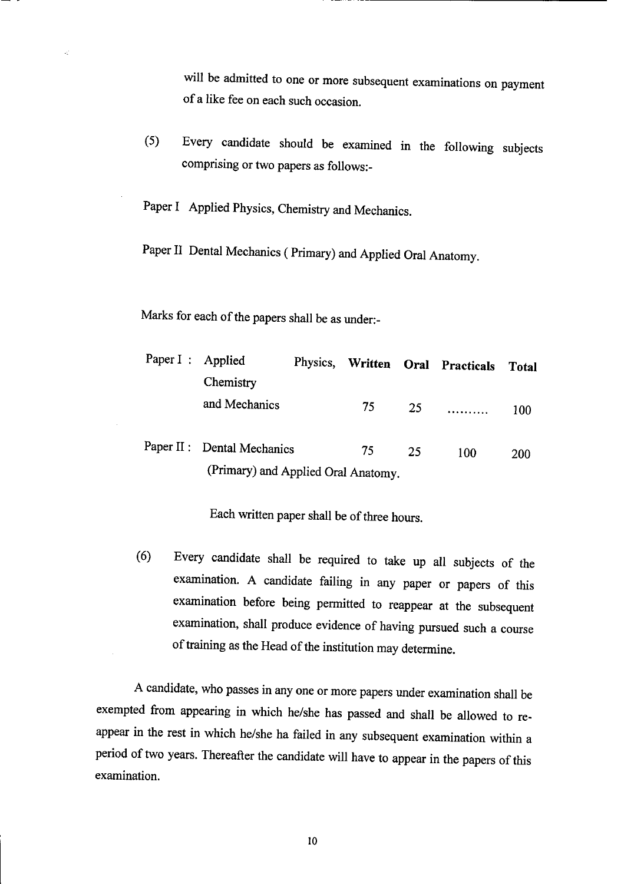will be admitted to one or more subsequent examinations on payment of a like fee on each such occasion.

(5) Every candidate should be examined in the following subjects comprising or two papers as follows:-

Paper I Applied Physics, Chemistry and Mechanics.

Paper II Dental Mechanics ( Primary) and Applied Oral Anatomy.

Marks for each of the papers shall be as under:-

| | | Written | Oral | Practicals | Total |
|---|---|---|---|---|---|
| Paper I : | Applied Physics, Chemistry and Mechanics | 75 | 25 | .......... | 100 |
| Paper II : | Dental Mechanics (Primary) and Applied Oral Anatomy. | 75 | 25 | 100 | 200 |

Each written paper shall be of three hours.

(6) Every candidate shall be required to take up all subjects of the examination. A candidate failing in any paper or papers of this examination before being permitted to reappear at the subsequent examination, shall produce evidence of having pursued such a course of training as the Head of the institution may determine.

A candidate, who passes in any one or more papers under examination shall be exempted from appearing in which he/she has passed and shall be allowed to re-appear in the rest in which he/she ha failed in any subsequent examination within a period of two years. Thereafter the candidate will have to appear in the papers of this examination.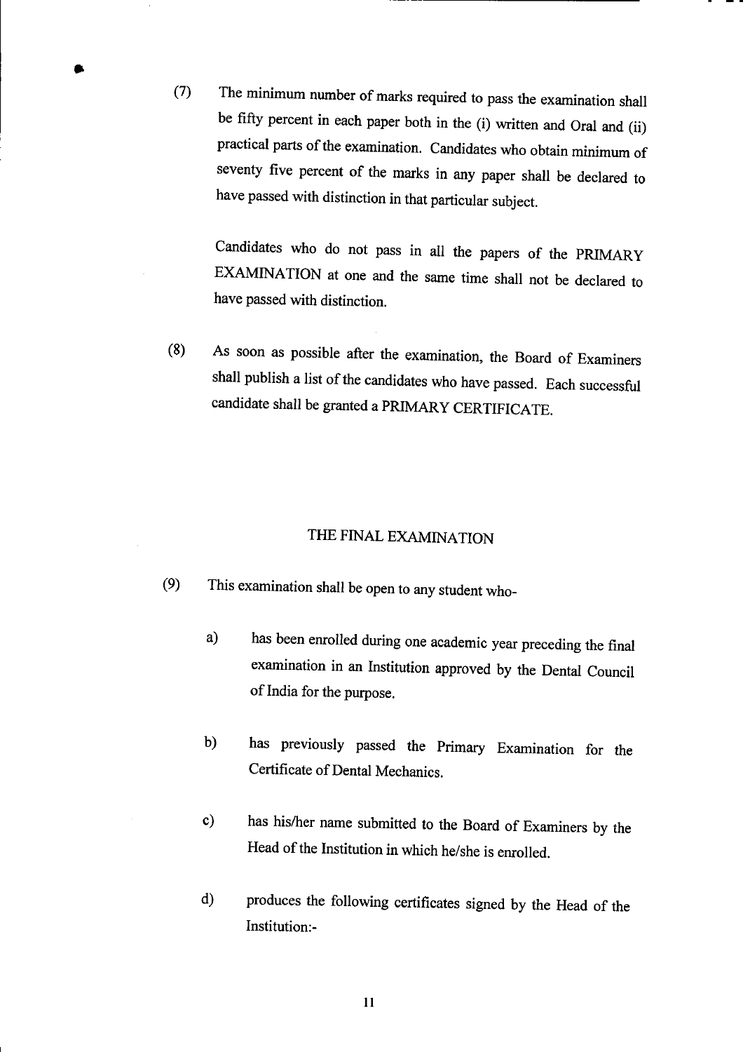(7) The minimum number of marks required to pass the examination shall be fifty percent in each paper both in the (i) written and Oral and (ii) practical parts of the examination. Candidates who obtain minimum of seventy five percent of the marks in any paper shall be declared to have passed with distinction in that particular subject.

Candidates who do not pass in all the papers of the PRIMARY EXAMINATION at one and the same time shall not be declared to have passed with distinction.

(8) As soon as possible after the examination, the Board of Examiners shall publish a list of the candidates who have passed. Each successful candidate shall be granted a PRIMARY CERTIFICATE.

## THE FINAL EXAMINATION

(9) This examination shall be open to any student who-

a) has been enrolled during one academic year preceding the final examination in an Institution approved by the Dental Council of India for the purpose.

b) has previously passed the Primary Examination for the Certificate of Dental Mechanics.

c) has his/her name submitted to the Board of Examiners by the Head of the Institution in which he/she is enrolled.

d) produces the following certificates signed by the Head of the Institution:-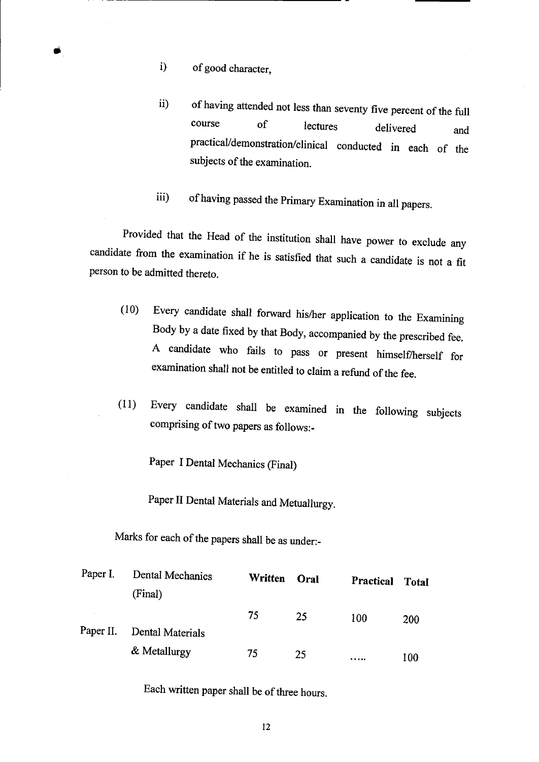i) of good character,

ii) of having attended not less than seventy five percent of the full course of lectures delivered and practical/demonstration/clinical conducted in each of the subjects of the examination.

iii) of having passed the Primary Examination in all papers.

Provided that the Head of the institution shall have power to exclude any candidate from the examination if he is satisfied that such a candidate is not a fit person to be admitted thereto.

(10) Every candidate shall forward his/her application to the Examining Body by a date fixed by that Body, accompanied by the prescribed fee. A candidate who fails to pass or present himself/herself for examination shall not be entitled to claim a refund of the fee.

(11) Every candidate shall be examined in the following subjects comprising of two papers as follows:-

Paper I Dental Mechanics (Final)

Paper II Dental Materials and Metuallurgy.

Marks for each of the papers shall be as under:-

| | | Written | Oral | Practical | Total |
|---|---|---|---|---|---|
| Paper I. | Dental Mechanics (Final) | 75 | 25 | 100 | 200 |
| Paper II. | Dental Materials & Metallurgy | 75 | 25 | ..... | 100 |

Each written paper shall be of three hours.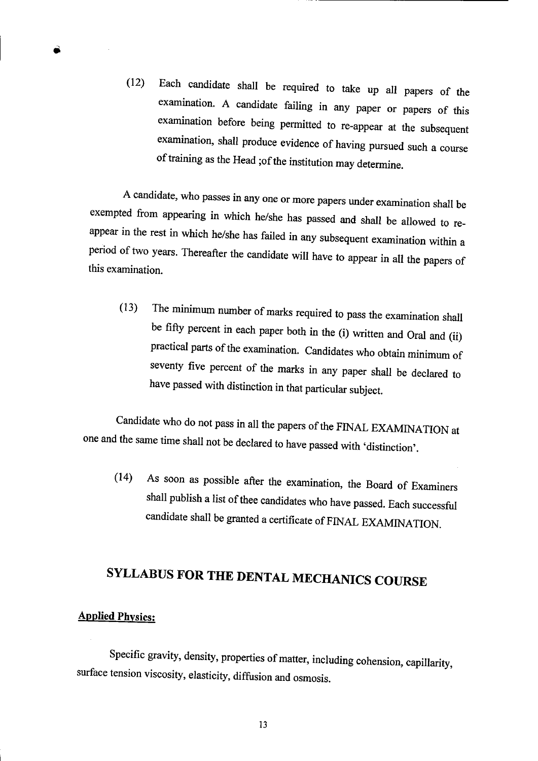(12) Each candidate shall be required to take up all papers of the examination. A candidate failing in any paper or papers of this examination before being permitted to re-appear at the subsequent examination, shall produce evidence of having pursued such a course of training as the Head ;of the institution may determine.

A candidate, who passes in any one or more papers under examination shall be exempted from appearing in which he/she has passed and shall be allowed to re-appear in the rest in which he/she has failed in any subsequent examination within a period of two years. Thereafter the candidate will have to appear in all the papers of this examination.

(13) The minimum number of marks required to pass the examination shall be fifty percent in each paper both in the (i) written and Oral and (ii) practical parts of the examination. Candidates who obtain minimum of seventy five percent of the marks in any paper shall be declared to have passed with distinction in that particular subject.

Candidate who do not pass in all the papers of the FINAL EXAMINATION at one and the same time shall not be declared to have passed with 'distinction'.

(14) As soon as possible after the examination, the Board of Examiners shall publish a list of thee candidates who have passed. Each successful candidate shall be granted a certificate of FINAL EXAMINATION.

# SYLLABUS FOR THE DENTAL MECHANICS COURSE

**Applied Physics:**

Specific gravity, density, properties of matter, including cohesion, capillarity, surface tension viscosity, elasticity, diffusion and osmosis.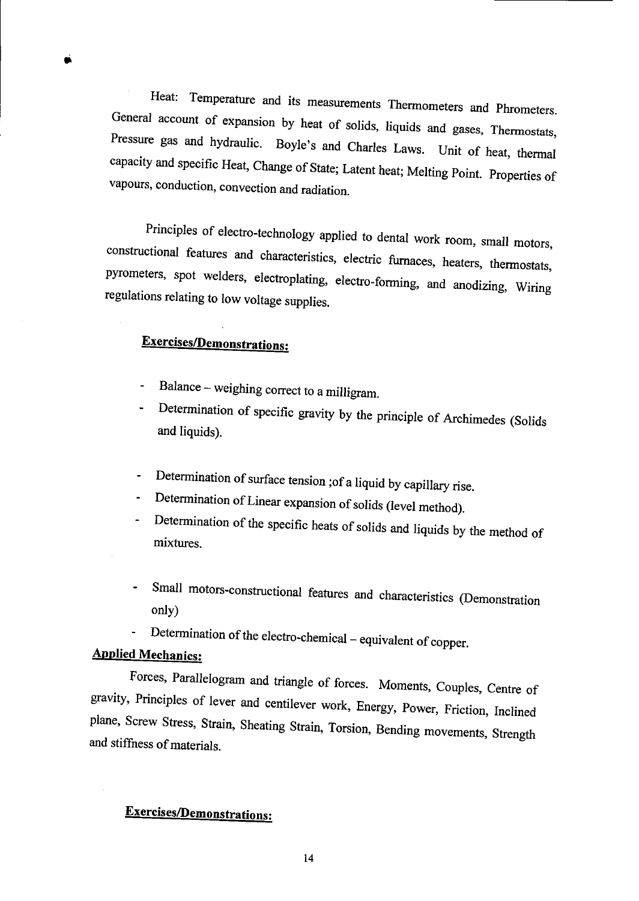Heat: Temperature and its measurements Thermometers and Phrometers. General account of expansion by heat of solids, liquids and gases, Thermostats, Pressure gas and hydraulic. Boyle's and Charles Laws. Unit of heat, thermal capacity and specific Heat, Change of State; Latent heat; Melting Point. Properties of vapours, conduction, convection and radiation.

Principles of electro-technology applied to dental work room, small motors, constructional features and characteristics, electric furnaces, heaters, thermostats, pyrometers, spot welders, electroplating, electro-forming, and anodizing, Wiring regulations relating to low voltage supplies.

**Exercises/Demonstrations:**

- Balance – weighing correct to a milligram.
- Determination of specific gravity by the principle of Archimedes (Solids and liquids).
- Determination of surface tension ;of a liquid by capillary rise.
- Determination of Linear expansion of solids (level method).
- Determination of the specific heats of solids and liquids by the method of mixtures.
- Small motors-constructional features and characteristics (Demonstration only)
- Determination of the electro-chemical – equivalent of copper.

**Applied Mechanics:**

Forces, Parallelogram and triangle of forces. Moments, Couples, Centre of gravity, Principles of lever and centilever work, Energy, Power, Friction, Inclined plane, Screw Stress, Strain, Sheating Strain, Torsion, Bending movements, Strength and stiffness of materials.

**Exercises/Demonstrations:**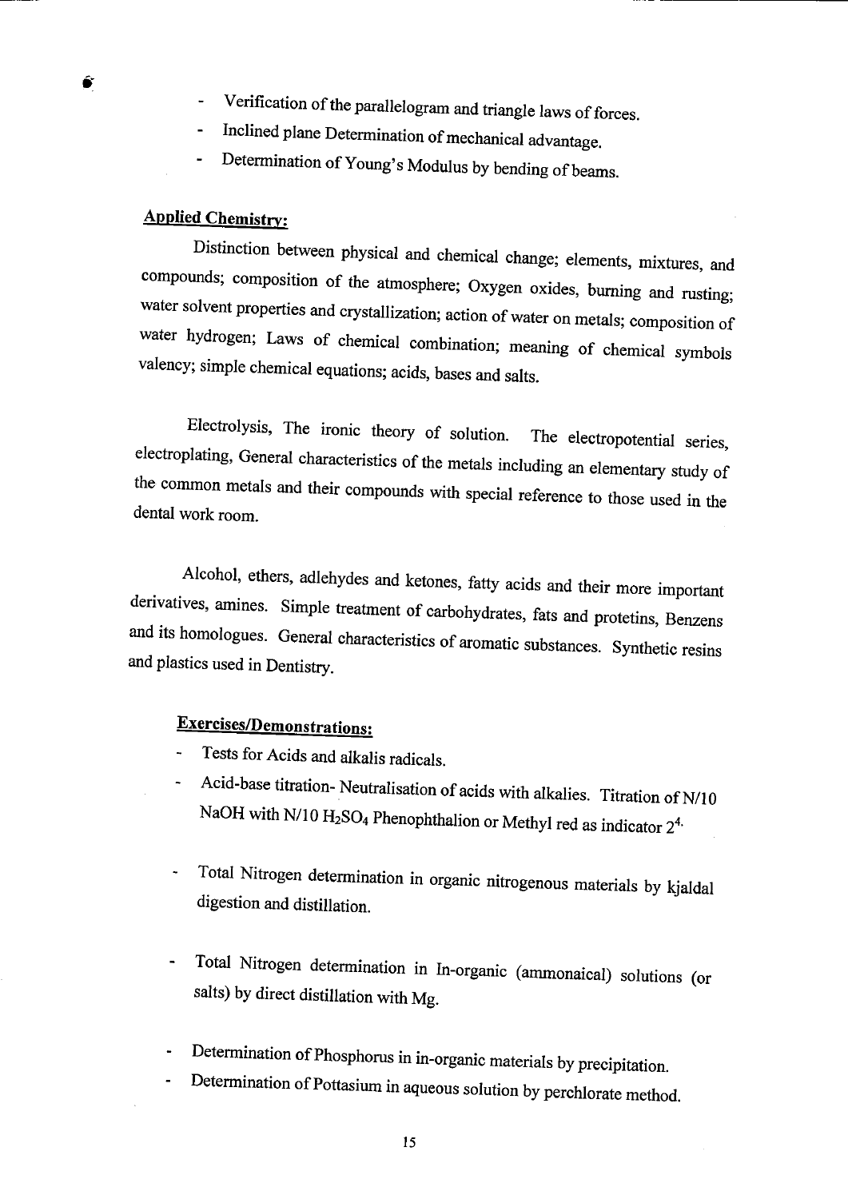- Verification of the parallelogram and triangle laws of forces.
- Inclined plane Determination of mechanical advantage.
- Determination of Young's Modulus by bending of beams.

**Applied Chemistry:**

Distinction between physical and chemical change; elements, mixtures, and compounds; composition of the atmosphere; Oxygen oxides, burning and rusting; water solvent properties and crystallization; action of water on metals; composition of water hydrogen; Laws of chemical combination; meaning of chemical symbols valency; simple chemical equations; acids, bases and salts.

Electrolysis, The ironic theory of solution. The electropotential series, electroplating, General characteristics of the metals including an elementary study of the common metals and their compounds with special reference to those used in the dental work room.

Alcohol, ethers, adlehydes and ketones, fatty acids and their more important derivatives, amines. Simple treatment of carbohydrates, fats and protetins, Benzens and its homologues. General characteristics of aromatic substances. Synthetic resins and plastics used in Dentistry.

**Exercises/Demonstrations:**

- Tests for Acids and alkalis radicals.
- Acid-base titration- Neutralisation of acids with alkalies. Titration of N/10 NaOH with N/10 $H_2SO_4$ Phenophthalion or Methyl red as indicator $2^4$.
- Total Nitrogen determination in organic nitrogenous materials by kjaldal digestion and distillation.
- Total Nitrogen determination in In-organic (ammonaical) solutions (or salts) by direct distillation with Mg.
- Determination of Phosphorus in in-organic materials by precipitation.
- Determination of Pottasium in aqueous solution by perchlorate method.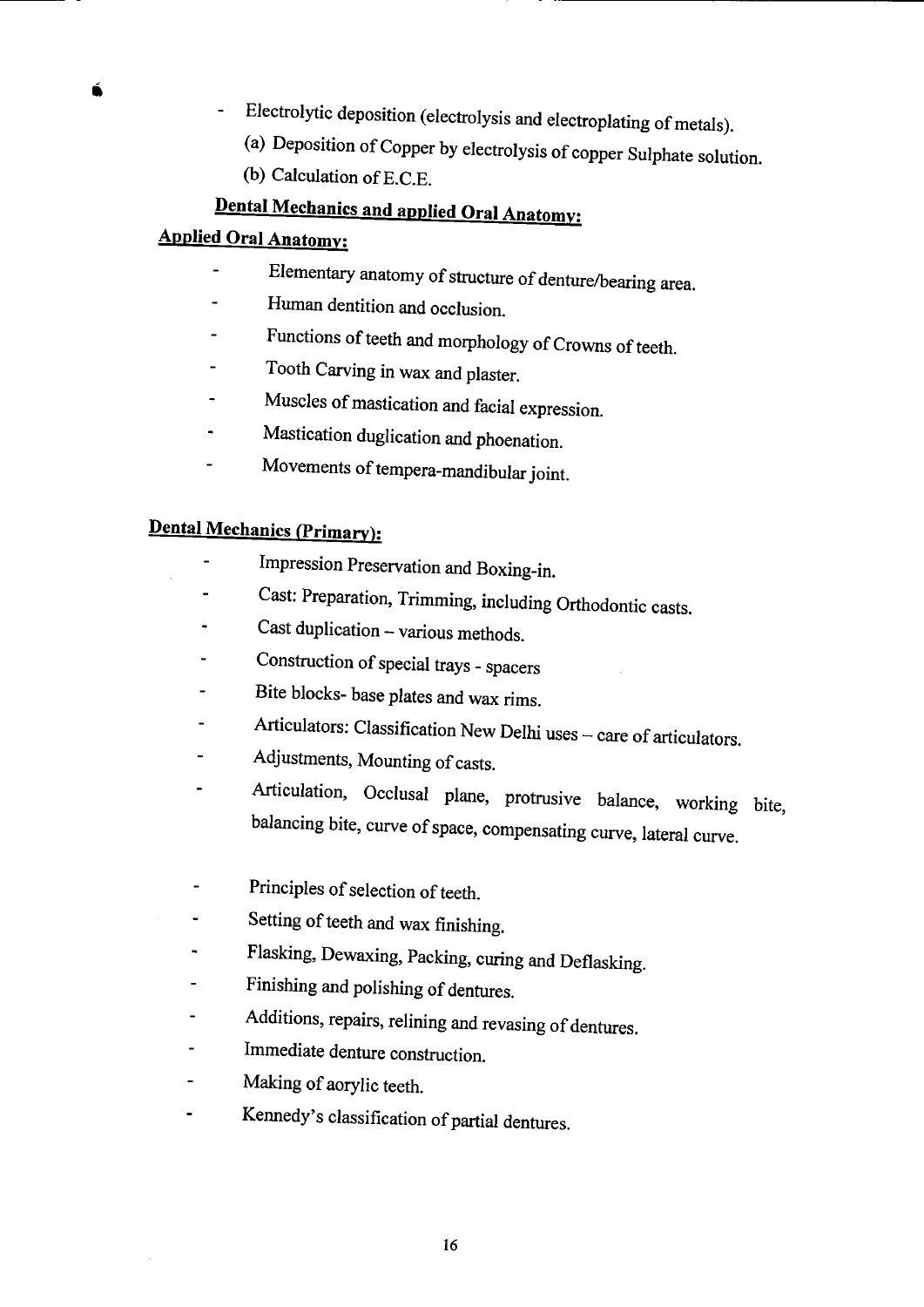- Electrolytic deposition (electrolysis and electroplating of metals).
  - (a) Deposition of Copper by electrolysis of copper Sulphate solution.
  - (b) Calculation of E.C.E.

## Dental Mechanics and applied Oral Anatomy:

### Applied Oral Anatomy:

- Elementary anatomy of structure of denture/bearing area.
- Human dentition and occlusion.
- Functions of teeth and morphology of Crowns of teeth.
- Tooth Carving in wax and plaster.
- Muscles of mastication and facial expression.
- Mastication duglication and phoenation.
- Movements of tempera-mandibular joint.

### Dental Mechanics (Primary):

- Impression Preservation and Boxing-in.
- Cast: Preparation, Trimming, including Orthodontic casts.
- Cast duplication – various methods.
- Construction of special trays - spacers
- Bite blocks- base plates and wax rims.
- Articulators: Classification New Delhi uses – care of articulators.
- Adjustments, Mounting of casts.
- Articulation, Occlusal plane, protrusive balance, working bite, balancing bite, curve of space, compensating curve, lateral curve.
- Principles of selection of teeth.
- Setting of teeth and wax finishing.
- Flasking, Dewaxing, Packing, curing and Deflasking.
- Finishing and polishing of dentures.
- Additions, repairs, relining and revasing of dentures.
- Immediate denture construction.
- Making of aorylic teeth.
- Kennedy's classification of partial dentures.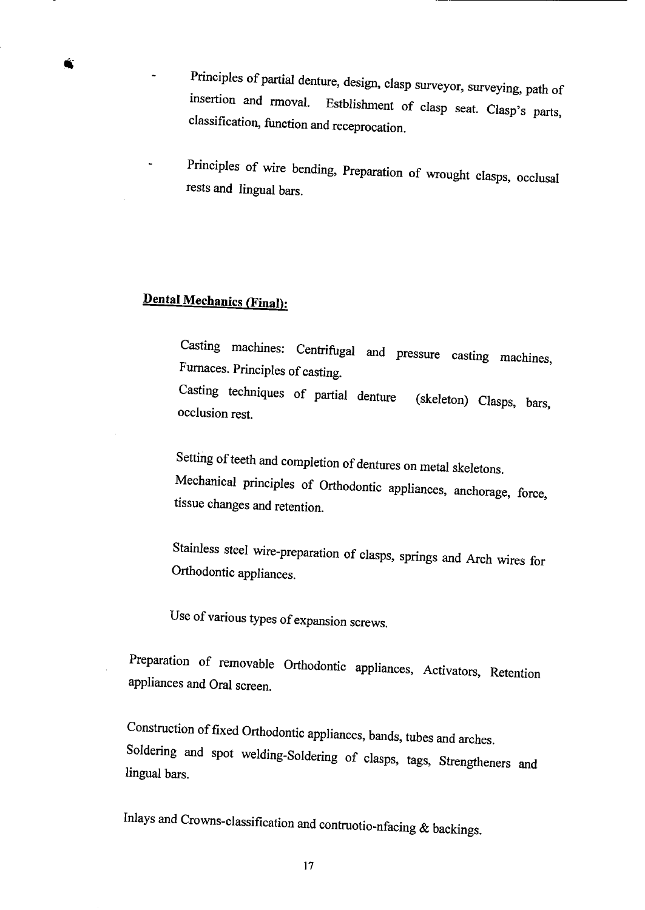- Principles of partial denture, design, clasp surveyor, surveying, path of insertion and rmoval. Estblishment of clasp seat. Clasp's parts, classification, function and receprocation.

- Principles of wire bending, Preparation of wrought clasps, occlusal rests and lingual bars.

**Dental Mechanics (Final):**

Casting machines: Centrifugal and pressure casting machines, Furnaces. Principles of casting.

Casting techniques of partial denture (skeleton) Clasps, bars, occlusion rest.

Setting of teeth and completion of dentures on metal skeletons.

Mechanical principles of Orthodontic appliances, anchorage, force, tissue changes and retention.

Stainless steel wire-preparation of clasps, springs and Arch wires for Orthodontic appliances.

Use of various types of expansion screws.

Preparation of removable Orthodontic appliances, Activators, Retention appliances and Oral screen.

Construction of fixed Orthodontic appliances, bands, tubes and arches.

Soldering and spot welding-Soldering of clasps, tags, Strengtheners and lingual bars.

Inlays and Crowns-classification and contruotio-nfacing & backings.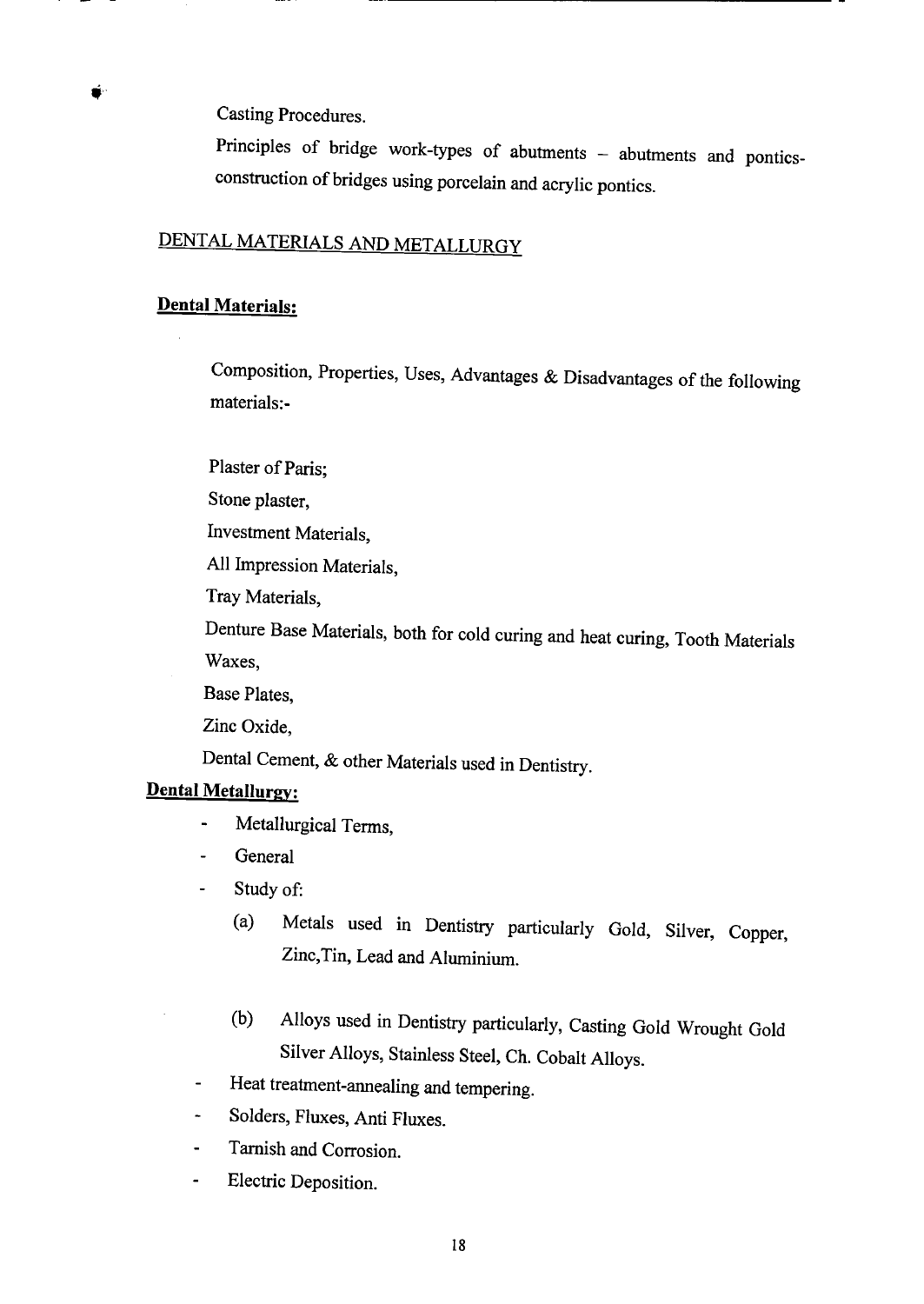Casting Procedures.

Principles of bridge work-types of abutments – abutments and pontics-construction of bridges using porcelain and acrylic pontics.

## DENTAL MATERIALS AND METALLURGY

### Dental Materials:

Composition, Properties, Uses, Advantages & Disadvantages of the following materials:-

Plaster of Paris;

Stone plaster,

Investment Materials,

All Impression Materials,

Tray Materials,

Denture Base Materials, both for cold curing and heat curing, Tooth Materials

Waxes,

Base Plates,

Zinc Oxide,

Dental Cement, & other Materials used in Dentistry.

### Dental Metallurgy:

- Metallurgical Terms,
- General
- Study of:
    - (a) Metals used in Dentistry particularly Gold, Silver, Copper, Zinc,Tin, Lead and Aluminium.
    - (b) Alloys used in Dentistry particularly, Casting Gold Wrought Gold Silver Alloys, Stainless Steel, Ch. Cobalt Alloys.
- Heat treatment-annealing and tempering.
- Solders, Fluxes, Anti Fluxes.
- Tarnish and Corrosion.
- Electric Deposition.